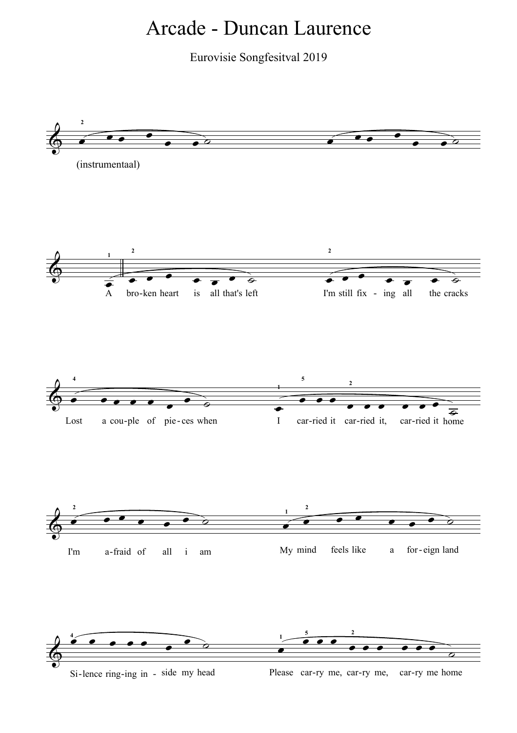# Arcade - Duncan Laurence

Eurovisie Songfesitval 2019

(instrumentaal)

A bro-ken heart is all that's left I'm still fix - ing all the cracks

Lost a cou-ple of pie-ces when I car-ried it car-ried it, car-ried it home

I'm a-fraid of all i am My mind feels like a for-eign land

Si-lence ring-ing in - side my head Please car-ry me, car-ry me, car-ry me home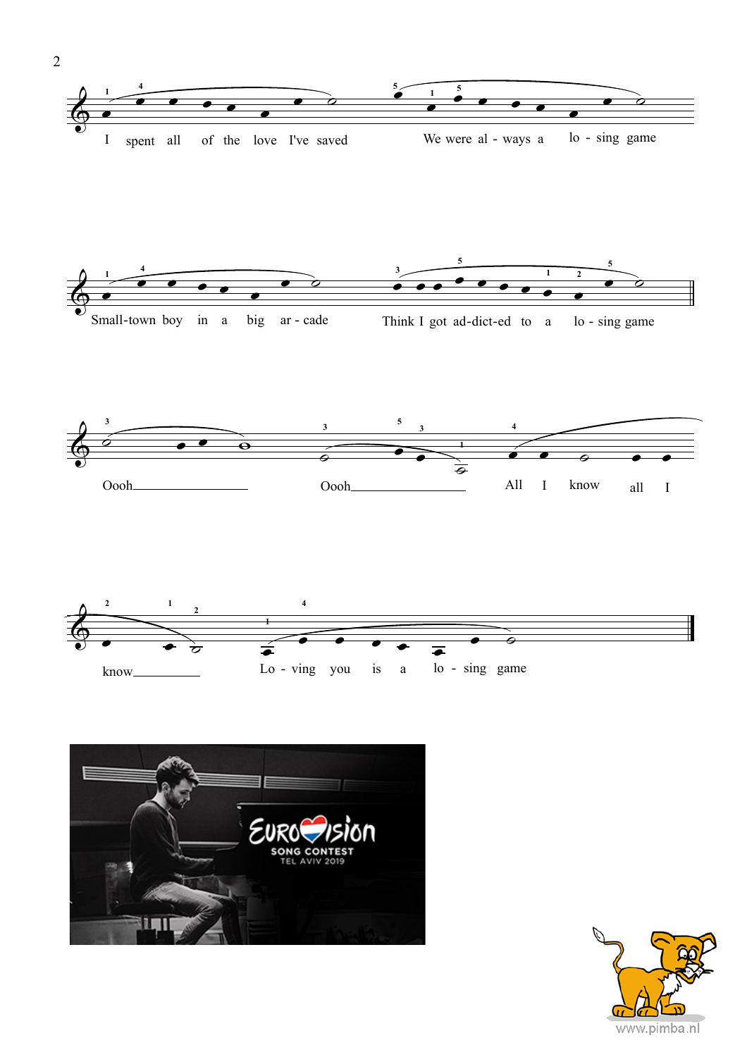I spent all of the love I've saved

We were al - ways a lo - sing game

Small-town boy in a big ar - cade

Think I got ad-dict-ed to a lo - sing game

Oooh\_\_\_\_\_\_\_\_\_\_ Oooh\_\_\_\_\_\_\_\_\_\_ All I know all I

know\_\_\_\_\_\_\_\_ Lo - ving you is a lo - sing game

www.pimba.nl